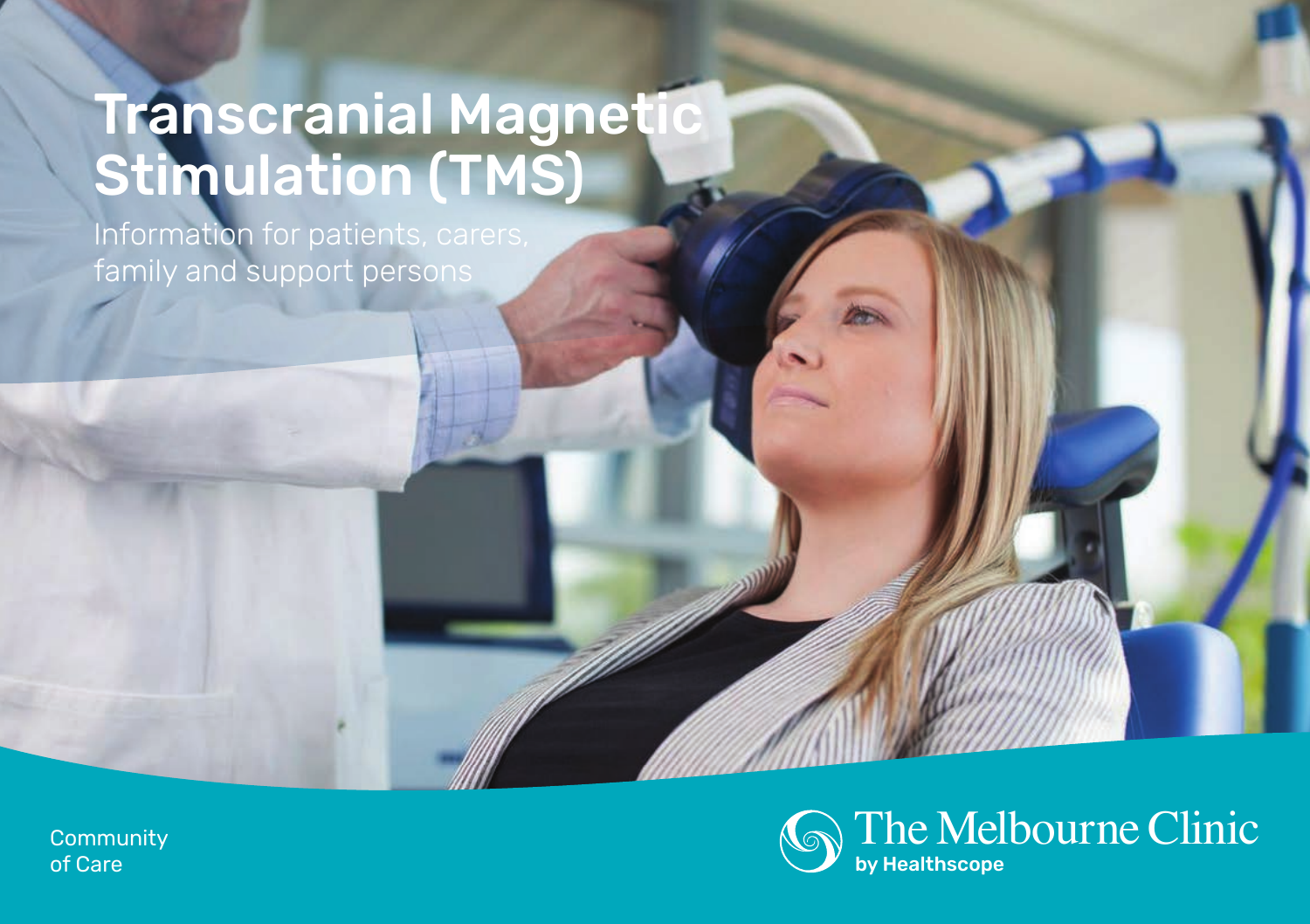# Transcranial Magnetic Stimulation (TMS)

Information for patients, carers, family and support persons

Community of Care

The Melbourne Clinic
by Healthscope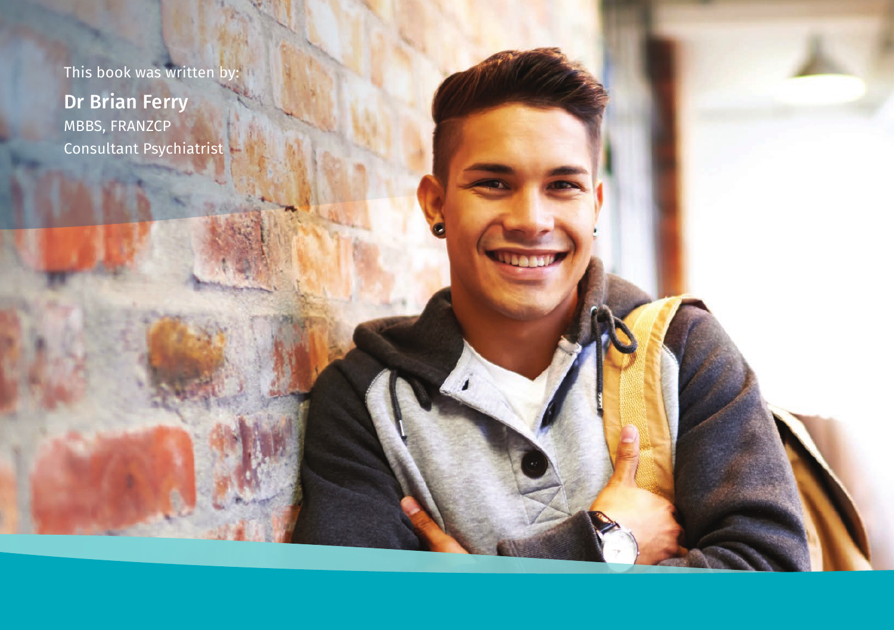This book was written by:

**Dr Brian Ferry**
MBBS, FRANZCP
Consultant Psychiatrist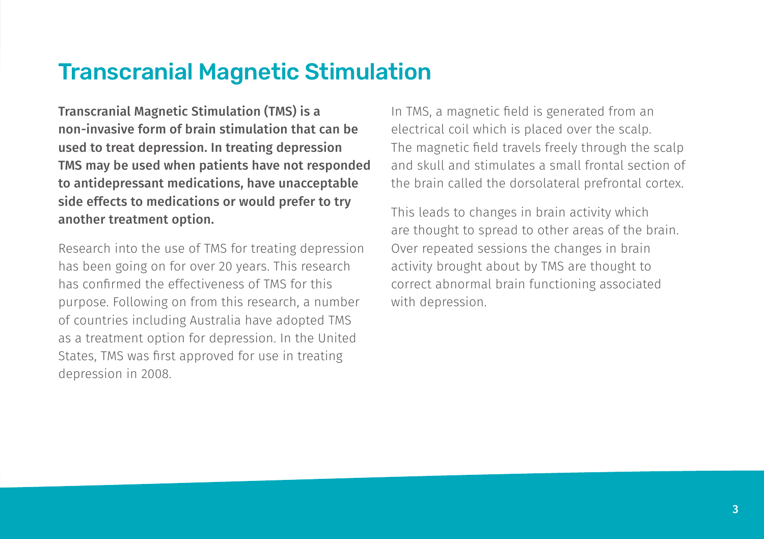# Transcranial Magnetic Stimulation

**Transcranial Magnetic Stimulation (TMS) is a non-invasive form of brain stimulation that can be used to treat depression. In treating depression TMS may be used when patients have not responded to antidepressant medications, have unacceptable side effects to medications or would prefer to try another treatment option.**

Research into the use of TMS for treating depression has been going on for over 20 years. This research has confirmed the effectiveness of TMS for this purpose. Following on from this research, a number of countries including Australia have adopted TMS as a treatment option for depression. In the United States, TMS was first approved for use in treating depression in 2008.

In TMS, a magnetic field is generated from an electrical coil which is placed over the scalp. The magnetic field travels freely through the scalp and skull and stimulates a small frontal section of the brain called the dorsolateral prefrontal cortex.

This leads to changes in brain activity which are thought to spread to other areas of the brain. Over repeated sessions the changes in brain activity brought about by TMS are thought to correct abnormal brain functioning associated with depression.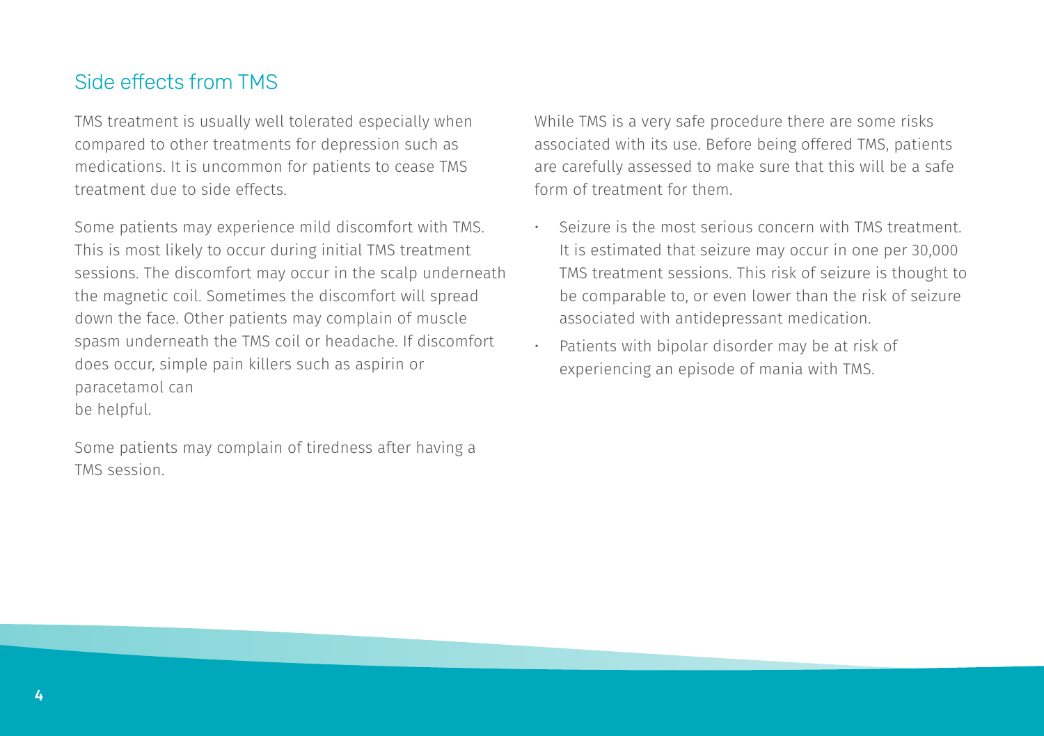## Side effects from TMS

TMS treatment is usually well tolerated especially when compared to other treatments for depression such as medications. It is uncommon for patients to cease TMS treatment due to side effects.

Some patients may experience mild discomfort with TMS. This is most likely to occur during initial TMS treatment sessions. The discomfort may occur in the scalp underneath the magnetic coil. Sometimes the discomfort will spread down the face. Other patients may complain of muscle spasm underneath the TMS coil or headache. If discomfort does occur, simple pain killers such as aspirin or paracetamol can be helpful.

Some patients may complain of tiredness after having a TMS session.

While TMS is a very safe procedure there are some risks associated with its use. Before being offered TMS, patients are carefully assessed to make sure that this will be a safe form of treatment for them.

- Seizure is the most serious concern with TMS treatment. It is estimated that seizure may occur in one per 30,000 TMS treatment sessions. This risk of seizure is thought to be comparable to, or even lower than the risk of seizure associated with antidepressant medication.
- Patients with bipolar disorder may be at risk of experiencing an episode of mania with TMS.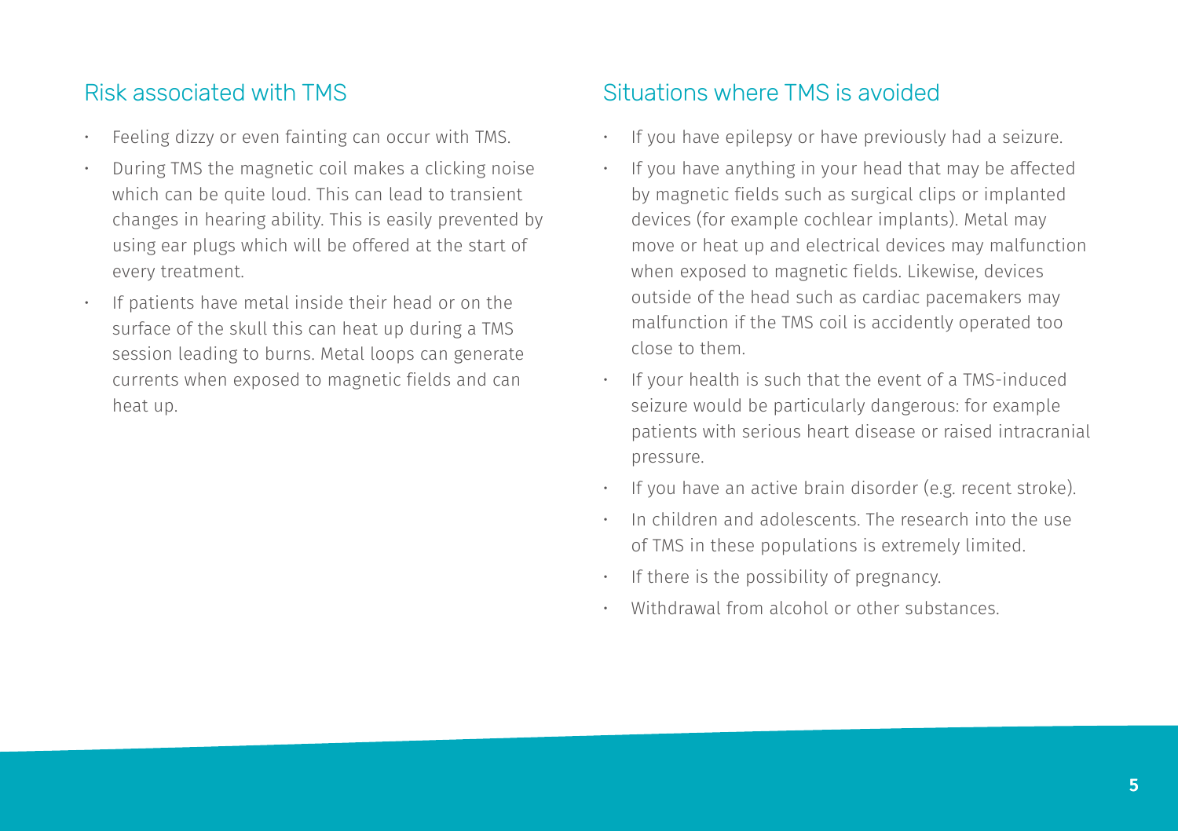## Risk associated with TMS

- Feeling dizzy or even fainting can occur with TMS.
- During TMS the magnetic coil makes a clicking noise which can be quite loud. This can lead to transient changes in hearing ability. This is easily prevented by using ear plugs which will be offered at the start of every treatment.
- If patients have metal inside their head or on the surface of the skull this can heat up during a TMS session leading to burns. Metal loops can generate currents when exposed to magnetic fields and can heat up.

## Situations where TMS is avoided

- If you have epilepsy or have previously had a seizure.
- If you have anything in your head that may be affected by magnetic fields such as surgical clips or implanted devices (for example cochlear implants). Metal may move or heat up and electrical devices may malfunction when exposed to magnetic fields. Likewise, devices outside of the head such as cardiac pacemakers may malfunction if the TMS coil is accidently operated too close to them.
- If your health is such that the event of a TMS-induced seizure would be particularly dangerous: for example patients with serious heart disease or raised intracranial pressure.
- If you have an active brain disorder (e.g. recent stroke).
- In children and adolescents. The research into the use of TMS in these populations is extremely limited.
- If there is the possibility of pregnancy.
- Withdrawal from alcohol or other substances.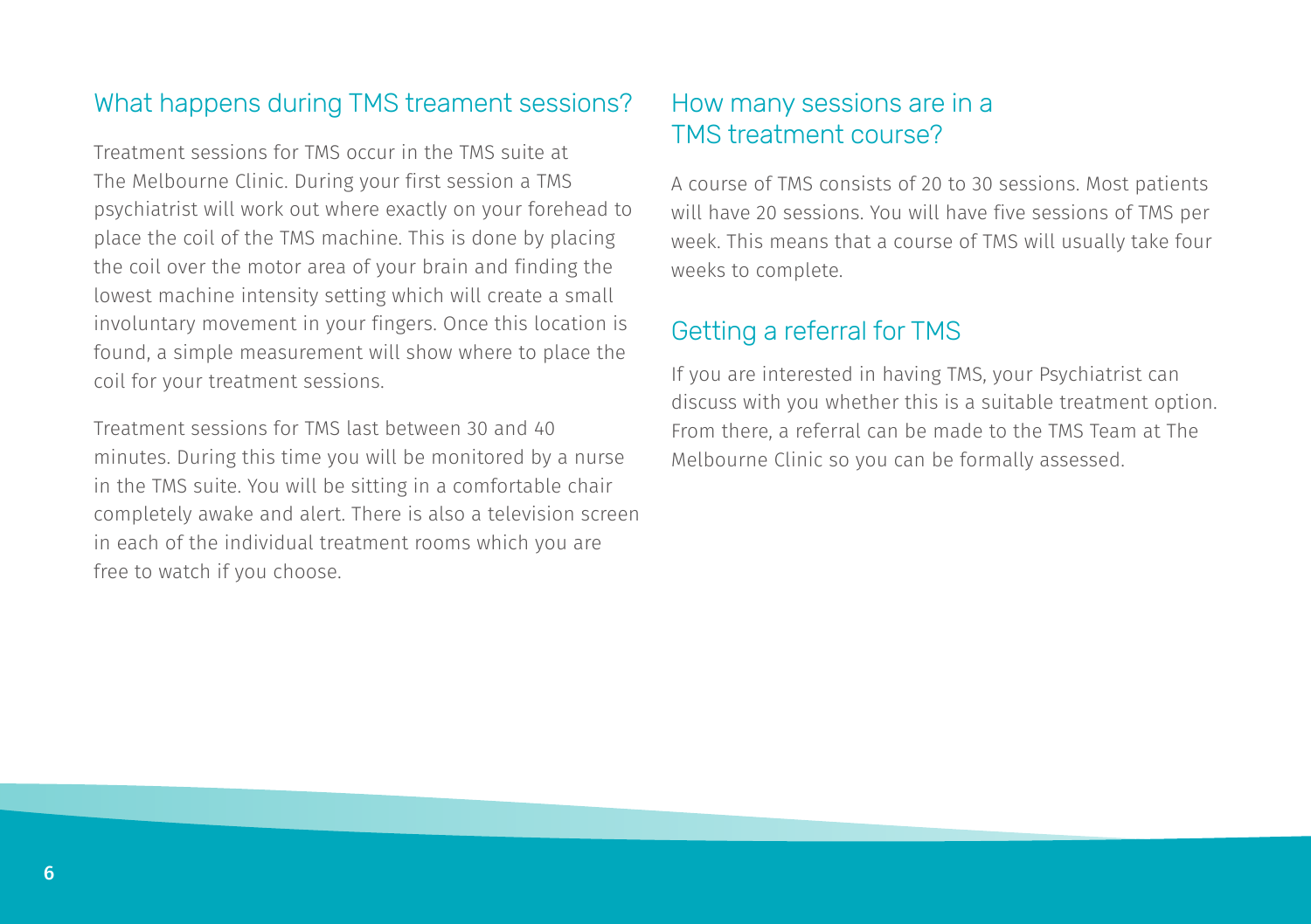## What happens during TMS treament sessions?

Treatment sessions for TMS occur in the TMS suite at The Melbourne Clinic. During your first session a TMS psychiatrist will work out where exactly on your forehead to place the coil of the TMS machine. This is done by placing the coil over the motor area of your brain and finding the lowest machine intensity setting which will create a small involuntary movement in your fingers. Once this location is found, a simple measurement will show where to place the coil for your treatment sessions.

Treatment sessions for TMS last between 30 and 40 minutes. During this time you will be monitored by a nurse in the TMS suite. You will be sitting in a comfortable chair completely awake and alert. There is also a television screen in each of the individual treatment rooms which you are free to watch if you choose.

## How many sessions are in a TMS treatment course?

A course of TMS consists of 20 to 30 sessions. Most patients will have 20 sessions. You will have five sessions of TMS per week. This means that a course of TMS will usually take four weeks to complete.

## Getting a referral for TMS

If you are interested in having TMS, your Psychiatrist can discuss with you whether this is a suitable treatment option. From there, a referral can be made to the TMS Team at The Melbourne Clinic so you can be formally assessed.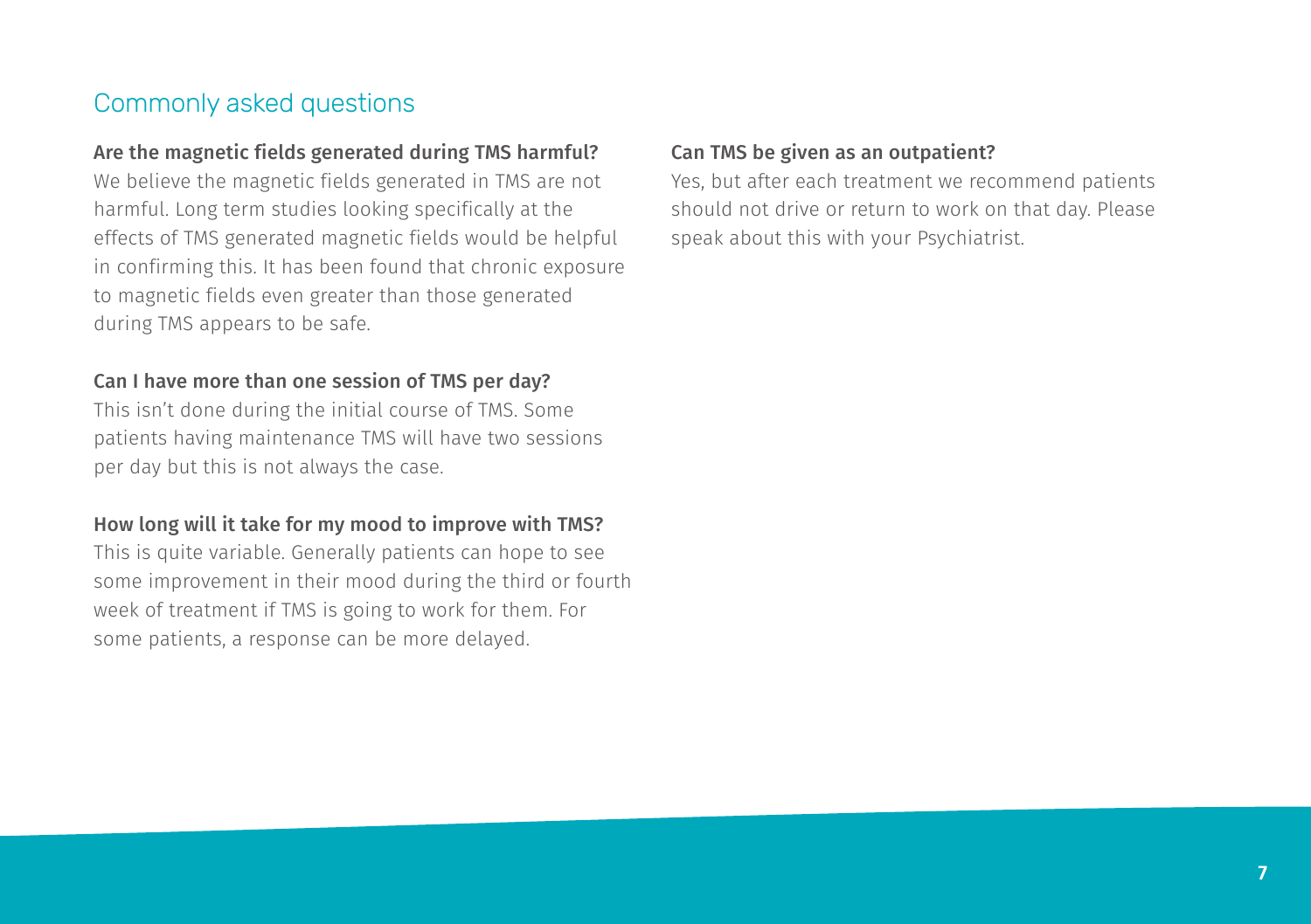## Commonly asked questions

**Are the magnetic fields generated during TMS harmful?**

We believe the magnetic fields generated in TMS are not harmful. Long term studies looking specifically at the effects of TMS generated magnetic fields would be helpful in confirming this. It has been found that chronic exposure to magnetic fields even greater than those generated during TMS appears to be safe.

**Can I have more than one session of TMS per day?**

This isn't done during the initial course of TMS. Some patients having maintenance TMS will have two sessions per day but this is not always the case.

**How long will it take for my mood to improve with TMS?**

This is quite variable. Generally patients can hope to see some improvement in their mood during the third or fourth week of treatment if TMS is going to work for them. For some patients, a response can be more delayed.

**Can TMS be given as an outpatient?**

Yes, but after each treatment we recommend patients should not drive or return to work on that day. Please speak about this with your Psychiatrist.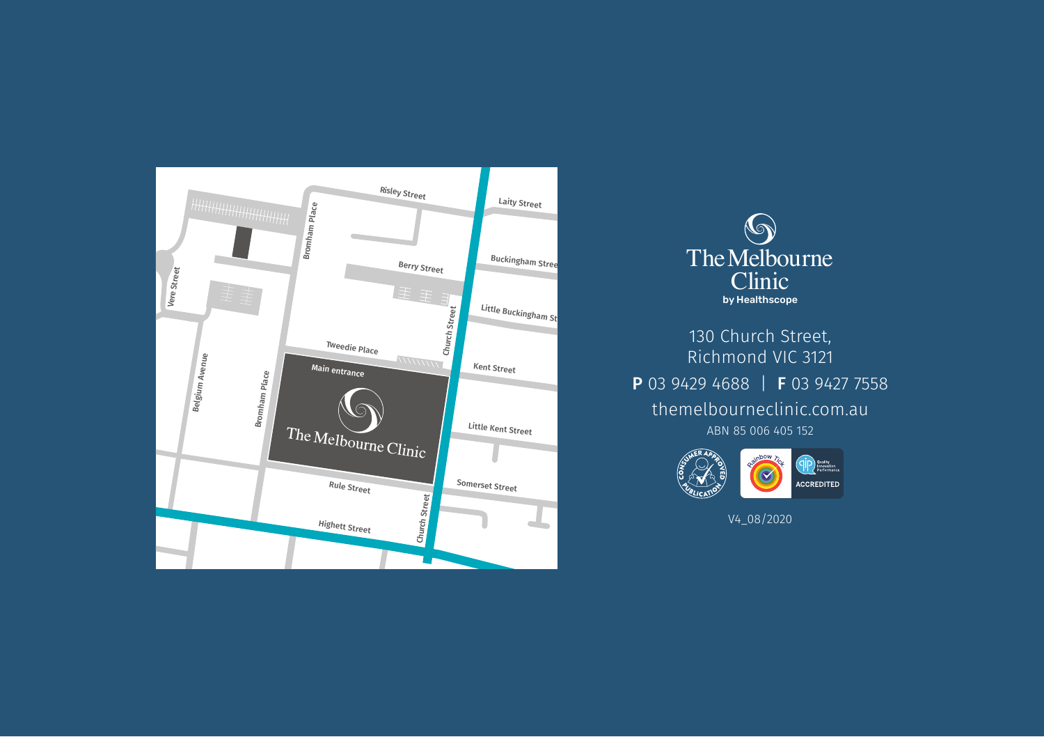The Melbourne Clinic
by Healthscope

130 Church Street,
Richmond VIC 3121

**P** 03 9429 4688 | **F** 03 9427 7558

themelbourneclinic.com.au

ABN 85 006 405 152

V4_08/2020